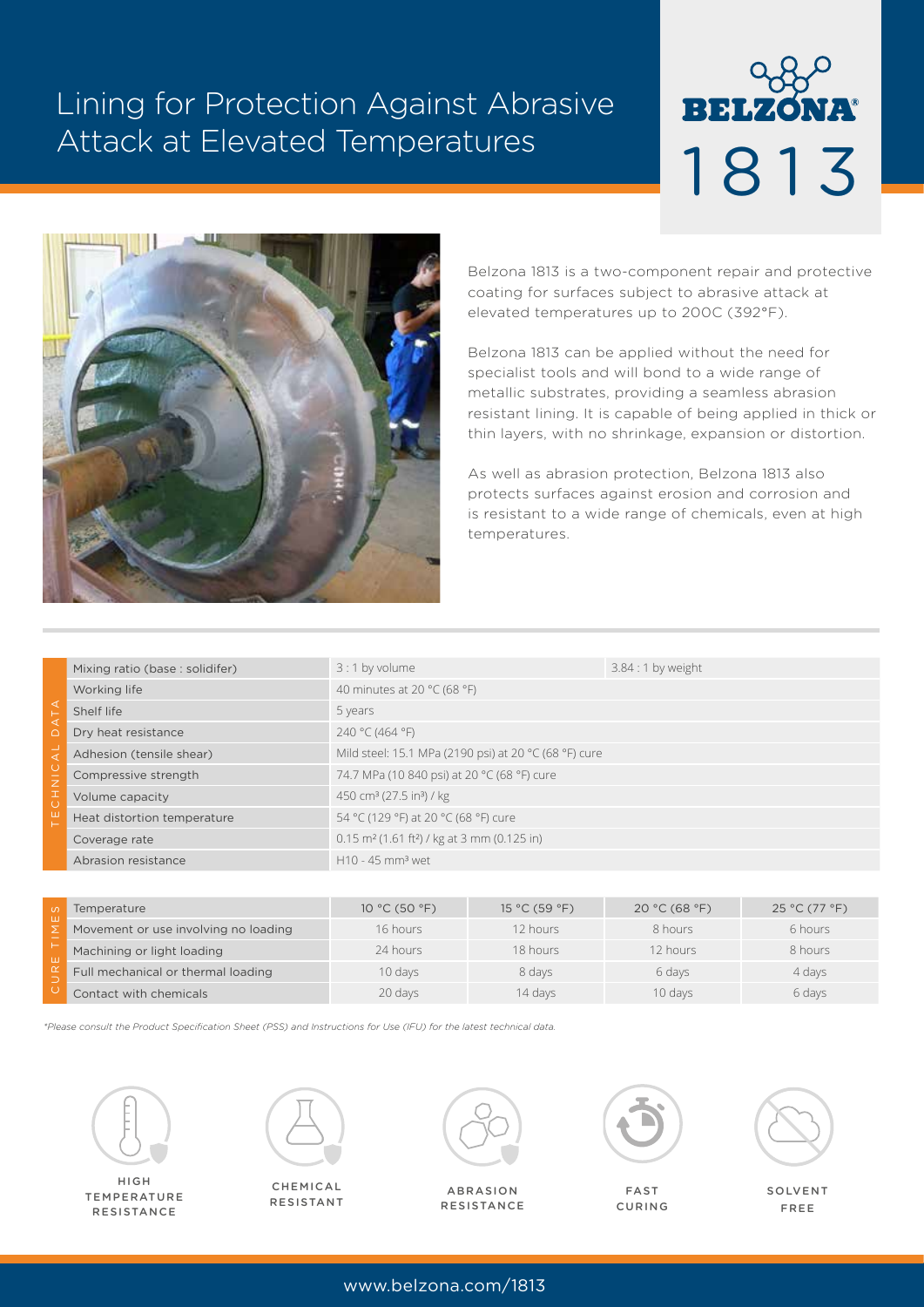# Lining for Protection Against Abrasive Attack at Elevated Temperatures

BELZONA®

1813

Belzona 1813 is a two-component repair and protective coating for surfaces subject to abrasive attack at elevated temperatures up to 200C (392°F).

Belzona 1813 can be applied without the need for specialist tools and will bond to a wide range of metallic substrates, providing a seamless abrasion resistant lining. It is capable of being applied in thick or thin layers, with no shrinkage, expansion or distortion.

As well as abrasion protection, Belzona 1813 also protects surfaces against erosion and corrosion and is resistant to a wide range of chemicals, even at high temperatures.

| TECHNICAL DATA | | |
|---|---|---|
| Mixing ratio (base : solidifer) | 3 : 1 by volume | 3.84 : 1 by weight |
| Working life | 40 minutes at 20 °C (68 °F) | |
| Shelf life | 5 years | |
| Dry heat resistance | 240 °C (464 °F) | |
| Adhesion (tensile shear) | Mild steel: 15.1 MPa (2190 psi) at 20 °C (68 °F) cure | |
| Compressive strength | 74.7 MPa (10 840 psi) at 20 °C (68 °F) cure | |
| Volume capacity | 450 cm³ (27.5 in³) / kg | |
| Heat distortion temperature | 54 °C (129 °F) at 20 °C (68 °F) cure | |
| Coverage rate | 0.15 m² (1.61 ft²) / kg at 3 mm (0.125 in) | |
| Abrasion resistance | H10 - 45 mm³ wet | |

| CURE TIMES | | | | |
|---|---|---|---|---|
| Temperature | 10 °C (50 °F) | 15 °C (59 °F) | 20 °C (68 °F) | 25 °C (77 °F) |
| Movement or use involving no loading | 16 hours | 12 hours | 8 hours | 6 hours |
| Machining or light loading | 24 hours | 18 hours | 12 hours | 8 hours |
| Full mechanical or thermal loading | 10 days | 8 days | 6 days | 4 days |
| Contact with chemicals | 20 days | 14 days | 10 days | 6 days |

*\*Please consult the Product Specification Sheet (PSS) and Instructions for Use (IFU) for the latest technical data.*

HIGH TEMPERATURE RESISTANCE

CHEMICAL RESISTANT

ABRASION RESISTANCE

FAST CURING

SOLVENT FREE

www.belzona.com/1813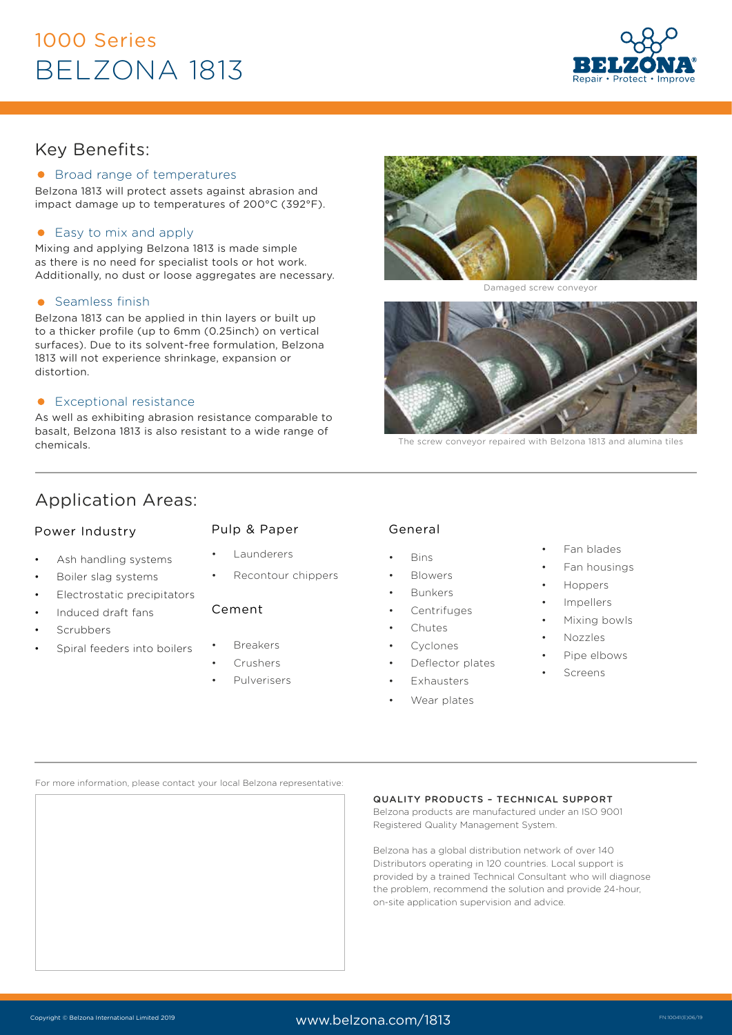# 1000 Series
# BELZONA 1813

## Key Benefits:

### Broad range of temperatures

Belzona 1813 will protect assets against abrasion and impact damage up to temperatures of 200°C (392°F).

### Easy to mix and apply

Mixing and applying Belzona 1813 is made simple as there is no need for specialist tools or hot work. Additionally, no dust or loose aggregates are necessary.

### Seamless finish

Belzona 1813 can be applied in thin layers or built up to a thicker profile (up to 6mm (0.25inch) on vertical surfaces). Due to its solvent-free formulation, Belzona 1813 will not experience shrinkage, expansion or distortion.

### Exceptional resistance

As well as exhibiting abrasion resistance comparable to basalt, Belzona 1813 is also resistant to a wide range of chemicals.

Damaged screw conveyor

The screw conveyor repaired with Belzona 1813 and alumina tiles

## Application Areas:

### Power Industry

- Ash handling systems
- Boiler slag systems
- Electrostatic precipitators
- Induced draft fans
- Scrubbers
- Spiral feeders into boilers

### Pulp & Paper

- Launderers
- Recontour chippers

### Cement

- Breakers
- Crushers
- Pulverisers

### General

- Bins
- Blowers
- Bunkers
- Centrifuges
- Chutes
- Cyclones
- Deflector plates
- Exhausters
- Wear plates
- Fan blades
- Fan housings
- Hoppers
- Impellers
- Mixing bowls
- Nozzles
- Pipe elbows
- Screens

For more information, please contact your local Belzona representative:

**QUALITY PRODUCTS – TECHNICAL SUPPORT**

Belzona products are manufactured under an ISO 9001 Registered Quality Management System.

Belzona has a global distribution network of over 140 Distributors operating in 120 countries. Local support is provided by a trained Technical Consultant who will diagnose the problem, recommend the solution and provide 24-hour, on-site application supervision and advice.

Copyright © Belzona International Limited 2019

www.belzona.com/1813

FN:10041(E)06/19